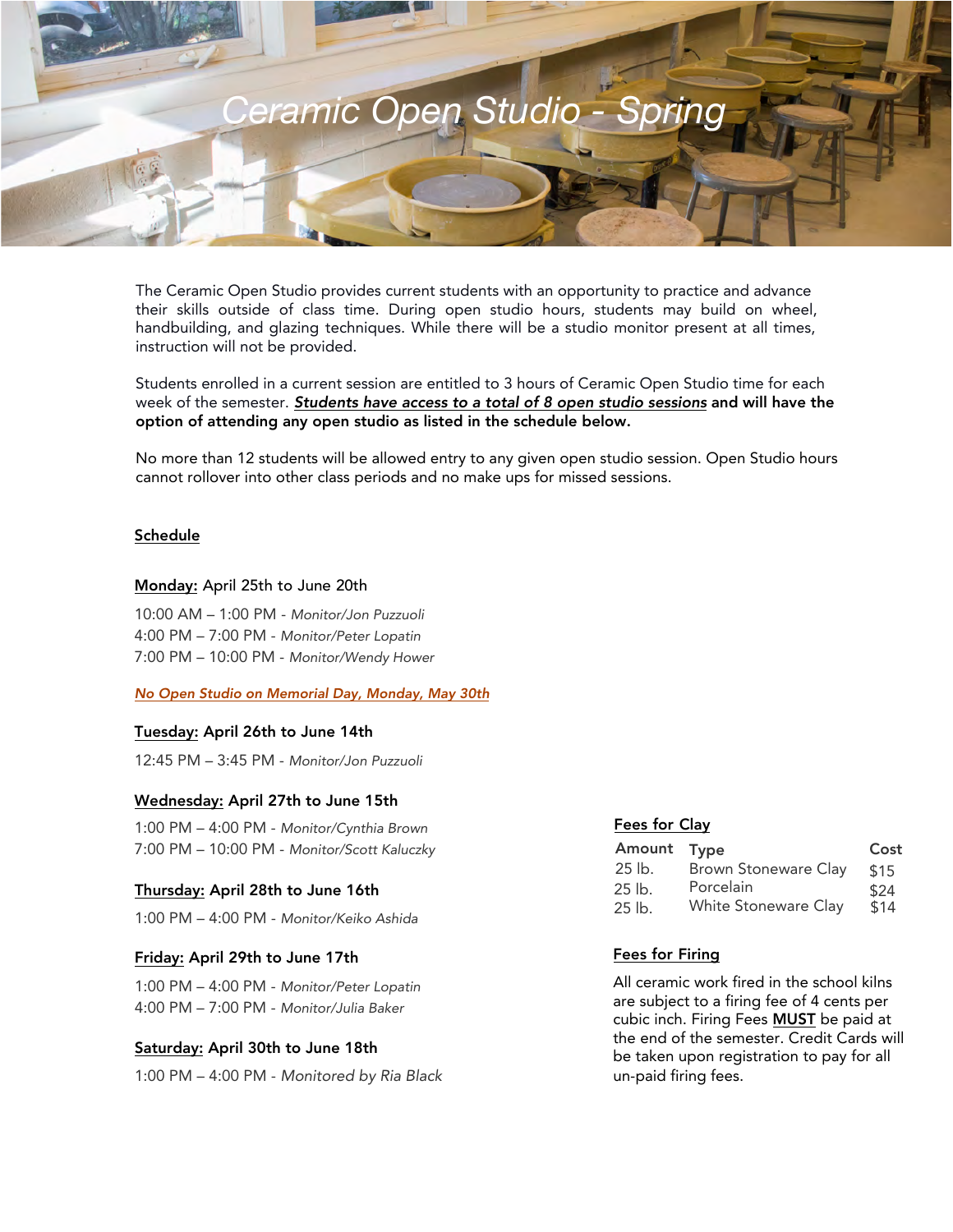# Ceramic Open Studio - Spring

The Ceramic Open Studio provides current students with an opportunity to practice and advance their skills outside of class time. During open studio hours, students may build on wheel, handbuilding, and glazing techniques. While there will be a studio monitor present at all times, instruction will not be provided.

Students enrolled in a current session are entitled to 3 hours of Ceramic Open Studio time for each week of the semester. ***Students have access to a total of 8 open studio sessions*** **and will have the option of attending any open studio as listed in the schedule below.**

No more than 12 students will be allowed entry to any given open studio session. Open Studio hours cannot rollover into other class periods and no make ups for missed sessions.

## Schedule

**Monday:** April 25th to June 20th

10:00 AM – 1:00 PM - *Monitor/Jon Puzzuoli*
4:00 PM – 7:00 PM - *Monitor/Peter Lopatin*
7:00 PM – 10:00 PM - *Monitor/Wendy Hower*

***No Open Studio on Memorial Day, Monday, May 30th***

**Tuesday: April 26th to June 14th**

12:45 PM – 3:45 PM - *Monitor/Jon Puzzuoli*

**Wednesday: April 27th to June 15th**

1:00 PM – 4:00 PM - *Monitor/Cynthia Brown*
7:00 PM – 10:00 PM - *Monitor/Scott Kaluczky*

**Thursday:** April 28th to June 16th

1:00 PM – 4:00 PM - *Monitor/Keiko Ashida*

**Friday:** April 29th to June 17th

1:00 PM – 4:00 PM - *Monitor/Peter Lopatin*
4:00 PM – 7:00 PM - *Monitor/Julia Baker*

**Saturday:** April 30th to June 18th

1:00 PM – 4:00 PM - *Monitored by Ria Black*

## Fees for Clay

| Amount | Type | Cost |
| --- | --- | --- |
| 25 lb. | Brown Stoneware Clay | $15 |
| 25 lb. | Porcelain | $24 |
| 25 lb. | White Stoneware Clay | $14 |

## Fees for Firing

All ceramic work fired in the school kilns are subject to a firing fee of 4 cents per cubic inch. Firing Fees **MUST** be paid at the end of the semester. Credit Cards will be taken upon registration to pay for all un-paid firing fees.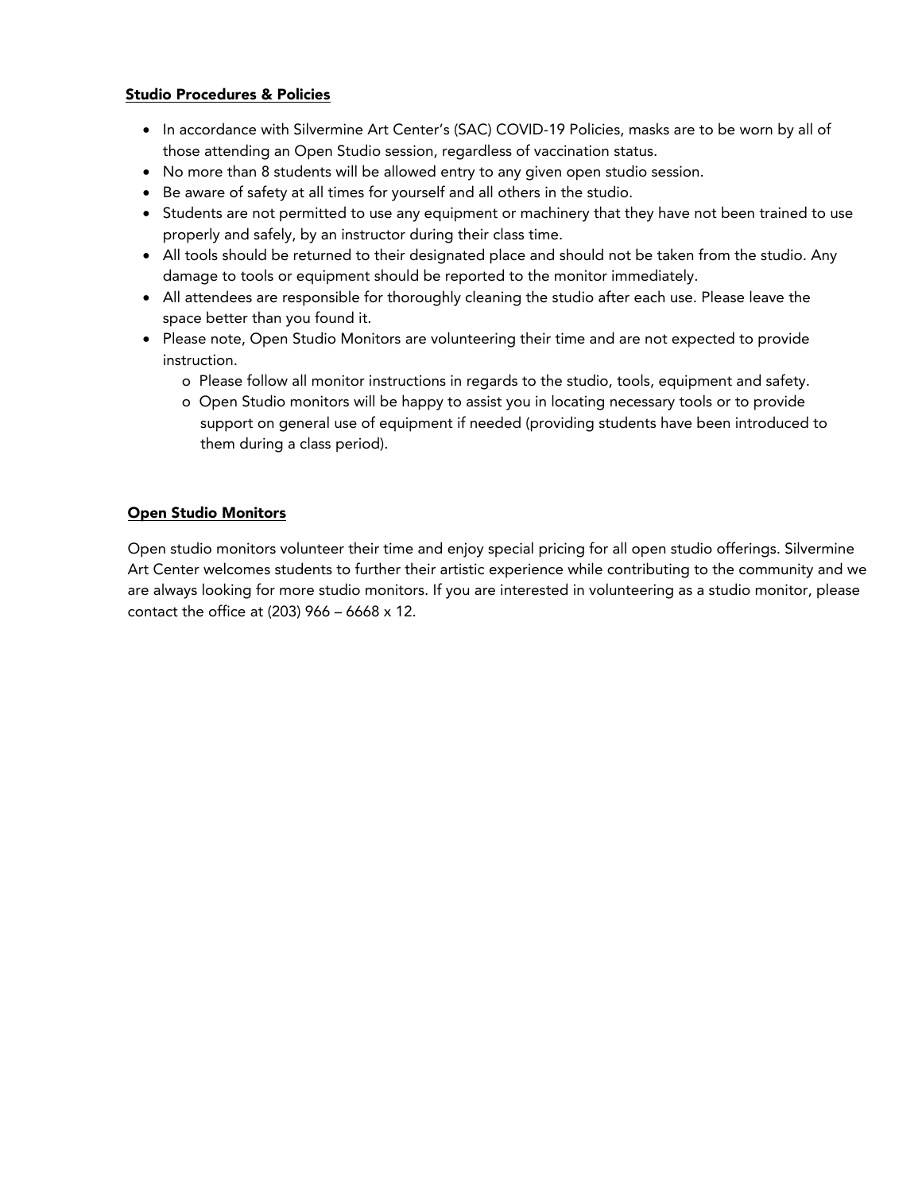**Studio Procedures & Policies**

- In accordance with Silvermine Art Center's (SAC) COVID-19 Policies, masks are to be worn by all of those attending an Open Studio session, regardless of vaccination status.
- No more than 8 students will be allowed entry to any given open studio session.
- Be aware of safety at all times for yourself and all others in the studio.
- Students are not permitted to use any equipment or machinery that they have not been trained to use properly and safely, by an instructor during their class time.
- All tools should be returned to their designated place and should not be taken from the studio. Any damage to tools or equipment should be reported to the monitor immediately.
- All attendees are responsible for thoroughly cleaning the studio after each use. Please leave the space better than you found it.
- Please note, Open Studio Monitors are volunteering their time and are not expected to provide instruction.
    - Please follow all monitor instructions in regards to the studio, tools, equipment and safety.
    - Open Studio monitors will be happy to assist you in locating necessary tools or to provide support on general use of equipment if needed (providing students have been introduced to them during a class period).

**Open Studio Monitors**

Open studio monitors volunteer their time and enjoy special pricing for all open studio offerings. Silvermine Art Center welcomes students to further their artistic experience while contributing to the community and we are always looking for more studio monitors. If you are interested in volunteering as a studio monitor, please contact the office at (203) 966 – 6668 x 12.